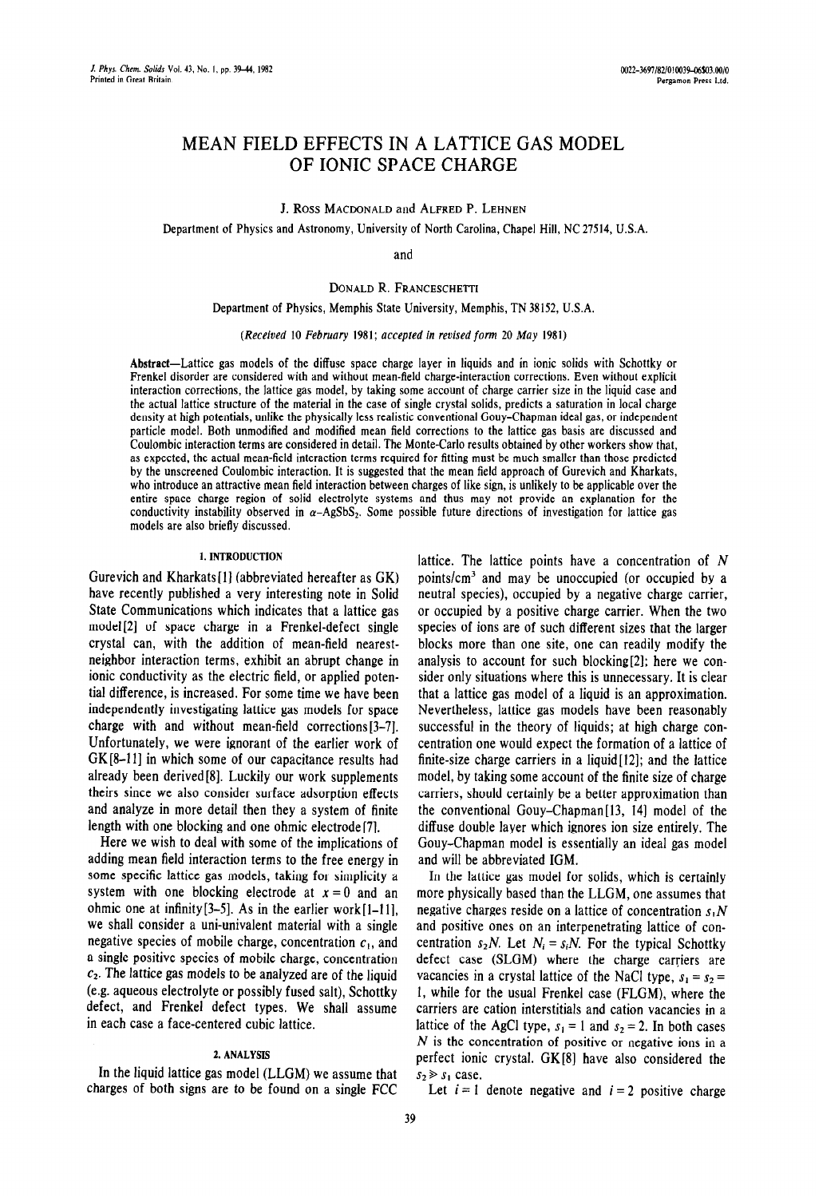# MEAN FIELD EFFECTS IN A LATTICE GAS MODEL OF IONIC SPACE CHARGE

J. Ross Macdonald and Alfred P. Lehnen

Department of Physics and Astronomy, University of North Carolina, Chapel Hill, NC 27514, U.S.A.

and

Donald R. Franceschetti

Department of Physics, Memphis State University, Memphis, TN 38152, U.S.A.

*(Received 10 February 1981; accepted in revised form 20 May 1981)*

**Abstract**—Lattice gas models of the diffuse space charge layer in liquids and in ionic solids with Schottky or Frenkel disorder are considered with and without mean-field charge-interaction corrections. Even without explicit interaction corrections, the lattice gas model, by taking some account of charge carrier size in the liquid case and the actual lattice structure of the material in the case of single crystal solids, predicts a saturation in local charge density at high potentials, unlike the physically less realistic conventional Gouy-Chapman ideal gas, or independent particle model. Both unmodified and modified mean field corrections to the lattice gas basis are discussed and Coulombic interaction terms are considered in detail. The Monte-Carlo results obtained by other workers show that, as expected, the actual mean-field interaction terms required for fitting must be much smaller than those predicted by the unscreened Coulombic interaction. It is suggested that the mean field approach of Gurevich and Kharkats, who introduce an attractive mean field interaction between charges of like sign, is unlikely to be applicable over the entire space charge region of solid electrolyte systems and thus may not provide an explanation for the conductivity instability observed in $\alpha$-$AgSbS_2$. Some possible future directions of investigation for lattice gas models are also briefly discussed.

## 1. INTRODUCTION

Gurevich and Kharkats[1] (abbreviated hereafter as GK) have recently published a very interesting note in Solid State Communications which indicates that a lattice gas model[2] of space charge in a Frenkel-defect single crystal can, with the addition of mean-field nearest-neighbor interaction terms, exhibit an abrupt change in ionic conductivity as the electric field, or applied potential difference, is increased. For some time we have been independently investigating lattice gas models for space charge with and without mean-field corrections[3–7]. Unfortunately, we were ignorant of the earlier work of GK[8–11] in which some of our capacitance results had already been derived[8]. Luckily our work supplements theirs since we also consider surface adsorption effects and analyze in more detail then they a system of finite length with one blocking and one ohmic electrode[7].

Here we wish to deal with some of the implications of adding mean field interaction terms to the free energy in some specific lattice gas models, taking for simplicity a system with one blocking electrode at $x = 0$ and an ohmic one at infinity[3–5]. As in the earlier work[1–11], we shall consider a uni-univalent material with a single negative species of mobile charge, concentration $c_1$, and a single positive species of mobile charge, concentration $c_2$. The lattice gas models to be analyzed are of the liquid (e.g. aqueous electrolyte or possibly fused salt), Schottky defect, and Frenkel defect types. We shall assume in each case a face-centered cubic lattice.

## 2. ANALYSIS

In the liquid lattice gas model (LLGM) we assume that charges of both signs are to be found on a single FCC lattice. The lattice points have a concentration of $N$ points/cm$^3$ and may be unoccupied (or occupied by a neutral species), occupied by a negative charge carrier, or occupied by a positive charge carrier. When the two species of ions are of such different sizes that the larger blocks more than one site, one can readily modify the analysis to account for such blocking[2]; here we consider only situations where this is unnecessary. It is clear that a lattice gas model of a liquid is an approximation. Nevertheless, lattice gas models have been reasonably successful in the theory of liquids; at high charge concentration one would expect the formation of a lattice of finite-size charge carriers in a liquid[12]; and the lattice model, by taking some account of the finite size of charge carriers, should certainly be a better approximation than the conventional Gouy-Chapman[13, 14] model of the diffuse double layer which ignores ion size entirely. The Gouy-Chapman model is essentially an ideal gas model and will be abbreviated IGM.

In the lattice gas model for solids, which is certainly more physically based than the LLGM, one assumes that negative charges reside on a lattice of concentration $s_1N$ and positive ones on an interpenetrating lattice of concentration $s_2N$. Let $N_i = s_iN$. For the typical Schottky defect case (SLGM) where the charge carriers are vacancies in a crystal lattice of the NaCl type, $s_1 = s_2 = 1$, while for the usual Frenkel case (FLGM), where the carriers are cation interstitials and cation vacancies in a lattice of the AgCl type, $s_1 = 1$ and $s_2 = 2$. In both cases $N$ is the concentration of positive or negative ions in a perfect ionic crystal. GK[8] have also considered the $s_2 \gg s_1$ case.

Let $i = 1$ denote negative and $i = 2$ positive charge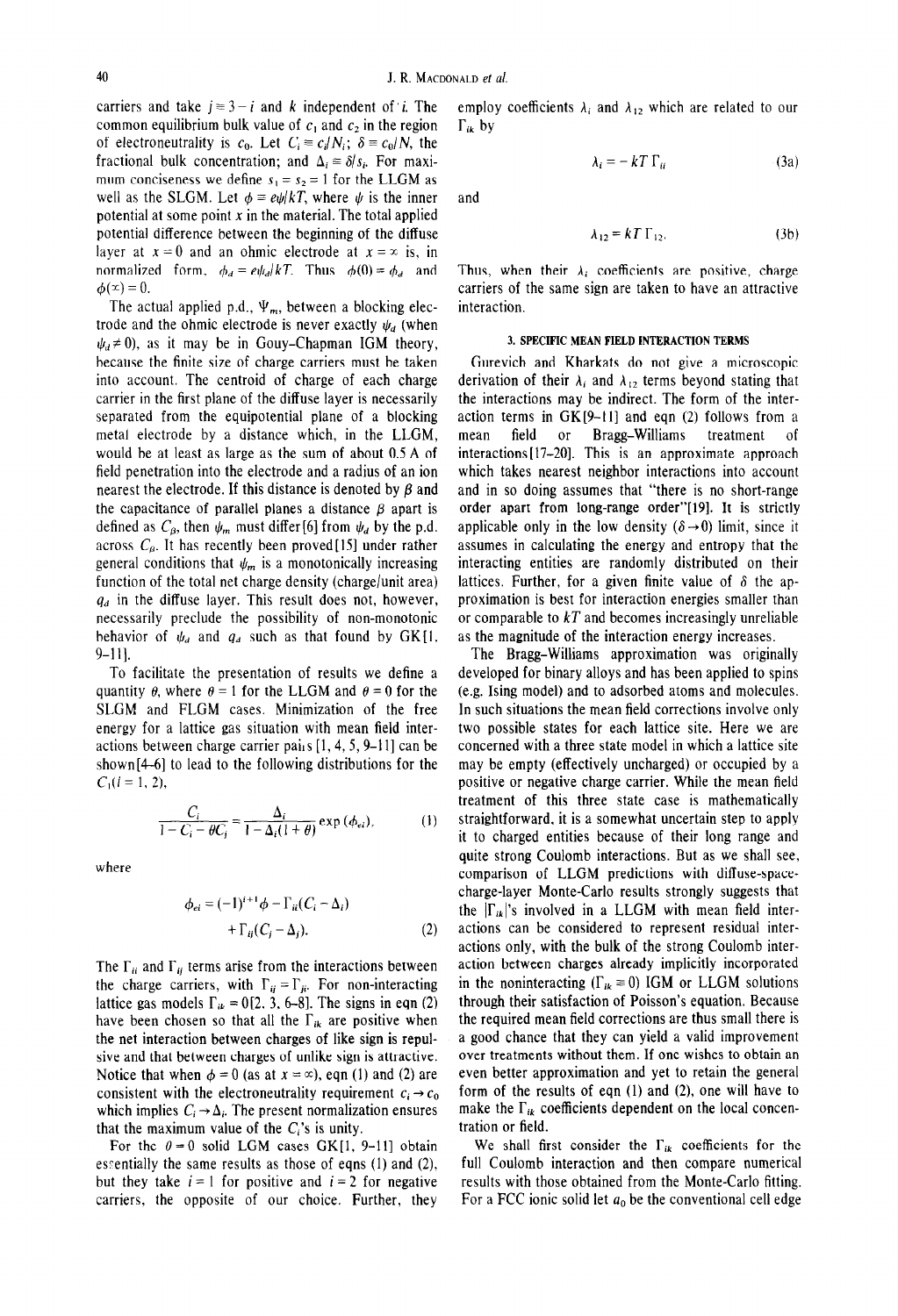carriers and take $j = 3 - i$ and $k$ independent of $i$. The common equilibrium bulk value of $c_1$ and $c_2$ in the region of electroneutrality is $c_0$. Let $C_i \equiv c_i/N_i$; $\delta \equiv c_0/N$, the fractional bulk concentration; and $\Delta_i \equiv \delta/s_i$. For maximum conciseness we define $s_1 = s_2 = 1$ for the LLGM as well as the SLGM. Let $\phi \equiv e\psi/kT$, where $\psi$ is the inner potential at some point $x$ in the material. The total applied potential difference between the beginning of the diffuse layer at $x = 0$ and an ohmic electrode at $x = \infty$ is, in normalized form, $\phi_d = e\psi_d/kT$. Thus $\phi(0) = \phi_d$ and $\phi(\infty) = 0$.

The actual applied p.d., $\Psi_m$, between a blocking electrode and the ohmic electrode is never exactly $\psi_d$ (when $\psi_d \neq 0$), as it may be in Gouy-Chapman IGM theory, because the finite size of charge carriers must be taken into account. The centroid of charge of each charge carrier in the first plane of the diffuse layer is necessarily separated from the equipotential plane of a blocking metal electrode by a distance which, in the LLGM, would be at least as large as the sum of about 0.5 Å of field penetration into the electrode and a radius of an ion nearest the electrode. If this distance is denoted by $\beta$ and the capacitance of parallel planes a distance $\beta$ apart is defined as $C_\beta$, then $\psi_m$ must differ[6] from $\psi_d$ by the p.d. across $C_\beta$. It has recently been proved[15] under rather general conditions that $\psi_m$ is a monotonically increasing function of the total net charge density (charge/unit area) $q_d$ in the diffuse layer. This result does not, however, necessarily preclude the possibility of non-monotonic behavior of $\psi_d$ and $q_d$ such as that found by GK[1, 9–11].

To facilitate the presentation of results we define a quantity $\theta$, where $\theta = 1$ for the LLGM and $\theta = 0$ for the SLGM and FLGM cases. Minimization of the free energy for a lattice gas situation with mean field interactions between charge carrier pairs [1, 4, 5, 9–11] can be shown[4–6] to lead to the following distributions for the $C_i (i = 1, 2)$,

$$\frac{C_i}{1 - C_i - \theta C_j} = \frac{\Delta_i}{1 - \Delta_i(1 + \theta)} \exp(\phi_{ei}), \tag{1}$$

where

$$\phi_{ei} = (-1)^{i+1}\phi - \Gamma_{ii}(C_i - \Delta_i) + \Gamma_{ij}(C_j - \Delta_j). \tag{2}$$

The $\Gamma_{ii}$ and $\Gamma_{ij}$ terms arise from the interactions between the charge carriers, with $\Gamma_{ij} = \Gamma_{ji}$. For non-interacting lattice gas models $\Gamma_{ik} = 0$[2, 3, 6–8]. The signs in eqn (2) have been chosen so that all the $\Gamma_{ik}$ are positive when the net interaction between charges of like sign is repulsive and that between charges of unlike sign is attractive. Notice that when $\phi = 0$ (as at $x = \infty$), eqn (1) and (2) are consistent with the electroneutrality requirement $c_i \to c_0$ which implies $C_i \to \Delta_i$. The present normalization ensures that the maximum value of the $C_i$'s is unity.

For the $\theta = 0$ solid LGM cases GK[1, 9–11] obtain essentially the same results as those of eqns (1) and (2), but they take $i = 1$ for positive and $i = 2$ for negative carriers, the opposite of our choice. Further, they employ coefficients $\lambda_i$ and $\lambda_{12}$ which are related to our $\Gamma_{ik}$ by

$$\lambda_i = -kT\,\Gamma_{ii} \tag{3a}$$

and

$$\lambda_{12} = kT\,\Gamma_{12}. \tag{3b}$$

Thus, when their $\lambda_i$ coefficients are positive, charge carriers of the same sign are taken to have an attractive interaction.

### 3. SPECIFIC MEAN FIELD INTERACTION TERMS

Gurevich and Kharkats do not give a microscopic derivation of their $\lambda_i$ and $\lambda_{12}$ terms beyond stating that the interactions may be indirect. The form of the interaction terms in GK[9–11] and eqn (2) follows from a mean field or Bragg-Williams treatment of interactions[17–20]. This is an approximate approach which takes nearest neighbor interactions into account and in so doing assumes that "there is no short-range order apart from long-range order"[19]. It is strictly applicable only in the low density ($\delta \to 0$) limit, since it assumes in calculating the energy and entropy that the interacting entities are randomly distributed on their lattices. Further, for a given finite value of $\delta$ the approximation is best for interaction energies smaller than or comparable to $kT$ and becomes increasingly unreliable as the magnitude of the interaction energy increases.

The Bragg-Williams approximation was originally developed for binary alloys and has been applied to spins (e.g. Ising model) and to adsorbed atoms and molecules. In such situations the mean field corrections involve only two possible states for each lattice site. Here we are concerned with a three state model in which a lattice site may be empty (effectively uncharged) or occupied by a positive or negative charge carrier. While the mean field treatment of this three state case is mathematically straightforward, it is a somewhat uncertain step to apply it to charged entities because of their long range and quite strong Coulomb interactions. But as we shall see, comparison of LLGM predictions with diffuse-space-charge-layer Monte-Carlo results strongly suggests that the $|\Gamma_{ik}|$'s involved in a LLGM with mean field interactions can be considered to represent residual interactions only, with the bulk of the strong Coulomb interaction between charges already implicitly incorporated in the noninteracting ($\Gamma_{ik} \equiv 0$) IGM or LLGM solutions through their satisfaction of Poisson's equation. Because the required mean field corrections are thus small there is a good chance that they can yield a valid improvement over treatments without them. If one wishes to obtain an even better approximation and yet to retain the general form of the results of eqn (1) and (2), one will have to make the $\Gamma_{ik}$ coefficients dependent on the local concentration or field.

We shall first consider the $\Gamma_{ik}$ coefficients for the full Coulomb interaction and then compare numerical results with those obtained from the Monte-Carlo fitting. For a FCC ionic solid let $a_0$ be the conventional cell edge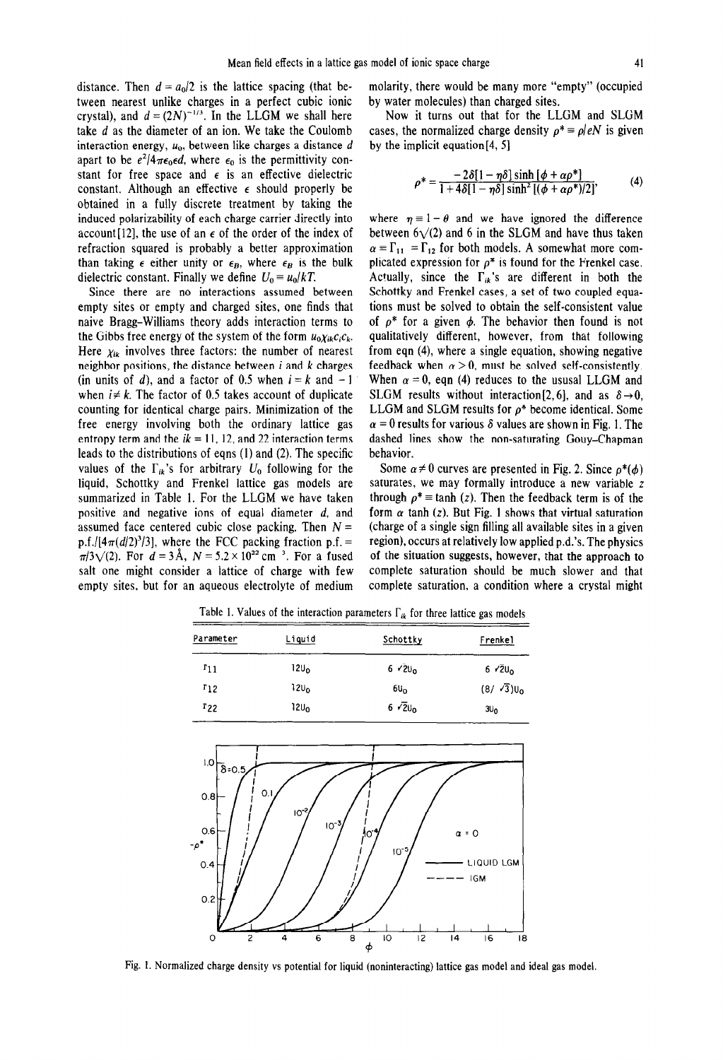distance. Then $d = a_0/2$ is the lattice spacing (that between nearest unlike charges in a perfect cubic ionic crystal), and $d = (2N)^{-1/3}$. In the LLGM we shall here take $d$ as the diameter of an ion. We take the Coulomb interaction energy, $u_0$, between like charges a distance $d$ apart to be $e^2/4\pi\epsilon_0\epsilon d$, where $\epsilon_0$ is the permittivity constant for free space and $\epsilon$ is an effective dielectric constant. Although an effective $\epsilon$ should properly be obtained in a fully discrete treatment by taking the induced polarizability of each charge carrier directly into account[12], the use of an $\epsilon$ of the order of the index of refraction squared is probably a better approximation than taking $\epsilon$ either unity or $\epsilon_B$, where $\epsilon_B$ is the bulk dielectric constant. Finally we define $U_0 \equiv u_0/kT$.

Since there are no interactions assumed between empty sites or empty and charged sites, one finds that naive Bragg-Williams theory adds interaction terms to the Gibbs free energy of the system of the form $u_0\chi_{ik}c_ic_k$. Here $\chi_{ik}$ involves three factors: the number of nearest neighbor positions, the distance between $i$ and $k$ charges (in units of $d$), and a factor of 0.5 when $i = k$ and $-1$ when $i \neq k$. The factor of 0.5 takes account of duplicate counting for identical charge pairs. Minimization of the free energy involving both the ordinary lattice gas entropy term and the $ik = 11$, 12, and 22 interaction terms leads to the distributions of eqns (1) and (2). The specific values of the $\Gamma_{ik}$'s for arbitrary $U_0$ following for the liquid, Schottky and Frenkel lattice gas models are summarized in Table 1. For the LLGM we have taken positive and negative ions of equal diameter $d$, and assumed face centered cubic close packing. Then $N = \text{p.f.}/[4\pi(d/2)^3/3]$, where the FCC packing fraction p.f. $= \pi/3\sqrt{(2)}$. For $d = 3$ Å, $N = 5.2 \times 10^{22}$ cm$^{-3}$. For a fused salt one might consider a lattice of charge with few empty sites, but for an aqueous electrolyte of medium molarity, there would be many more "empty" (occupied by water molecules) than charged sites.

Now it turns out that for the LLGM and SLGM cases, the normalized charge density $\rho^* \equiv \rho/eN$ is given by the implicit equation[4, 5]

$$\rho^* = \frac{-2\delta[1-\eta\delta]\sinh[\phi + \alpha\rho^*]}{1 + 4\delta[1-\eta\delta]\sinh^2[(\phi + \alpha\rho^*)/2]}, \tag{4}$$

where $\eta \equiv 1 - \theta$ and we have ignored the difference between $6\sqrt{(2)}$ and 6 in the SLGM and have thus taken $\alpha \equiv \Gamma_{11} = \Gamma_{12}$ for both models. A somewhat more complicated expression for $\rho^*$ is found for the Frenkel case. Actually, since the $\Gamma_{ik}$'s are different in both the Schottky and Frenkel cases, a set of two coupled equations must be solved to obtain the self-consistent value of $\rho^*$ for a given $\phi$. The behavior then found is not qualitatively different, however, from that following from eqn (4), where a single equation, showing negative feedback when $\alpha > 0$, must be solved self-consistently. When $\alpha = 0$, eqn (4) reduces to the usual LLGM and SLGM results without interaction[2, 6], and as $\delta \to 0$, LLGM and SLGM results for $\rho^*$ become identical. Some $\alpha = 0$ results for various $\delta$ values are shown in Fig. 1. The dashed lines show the non-saturating Gouy–Chapman behavior.

Some $\alpha \neq 0$ curves are presented in Fig. 2. Since $\rho^*(\phi)$ saturates, we may formally introduce a new variable $z$ through $\rho^* \equiv \tanh(z)$. Then the feedback term is of the form $\alpha \tanh(z)$. But Fig. 1 shows that virtual saturation (charge of a single sign filling all available sites in a given region), occurs at relatively low applied p.d.'s. The physics of the situation suggests, however, that the approach to complete saturation should be much slower and that complete saturation, a condition where a crystal might

Table 1. Values of the interaction parameters $\Gamma_{ik}$ for three lattice gas models

| Parameter | Liquid | Schottky | Frenkel |
|---|---|---|---|
| $\Gamma_{11}$ | $12U_0$ | $6\sqrt{2}U_0$ | $6\sqrt{2}U_0$ |
| $\Gamma_{12}$ | $12U_0$ | $6U_0$ | $(8/\sqrt{3})U_0$ |
| $\Gamma_{22}$ | $12U_0$ | $6\sqrt{2}U_0$ | $3U_0$ |

Fig. 1. Normalized charge density vs potential for liquid (noninteracting) lattice gas model and ideal gas model.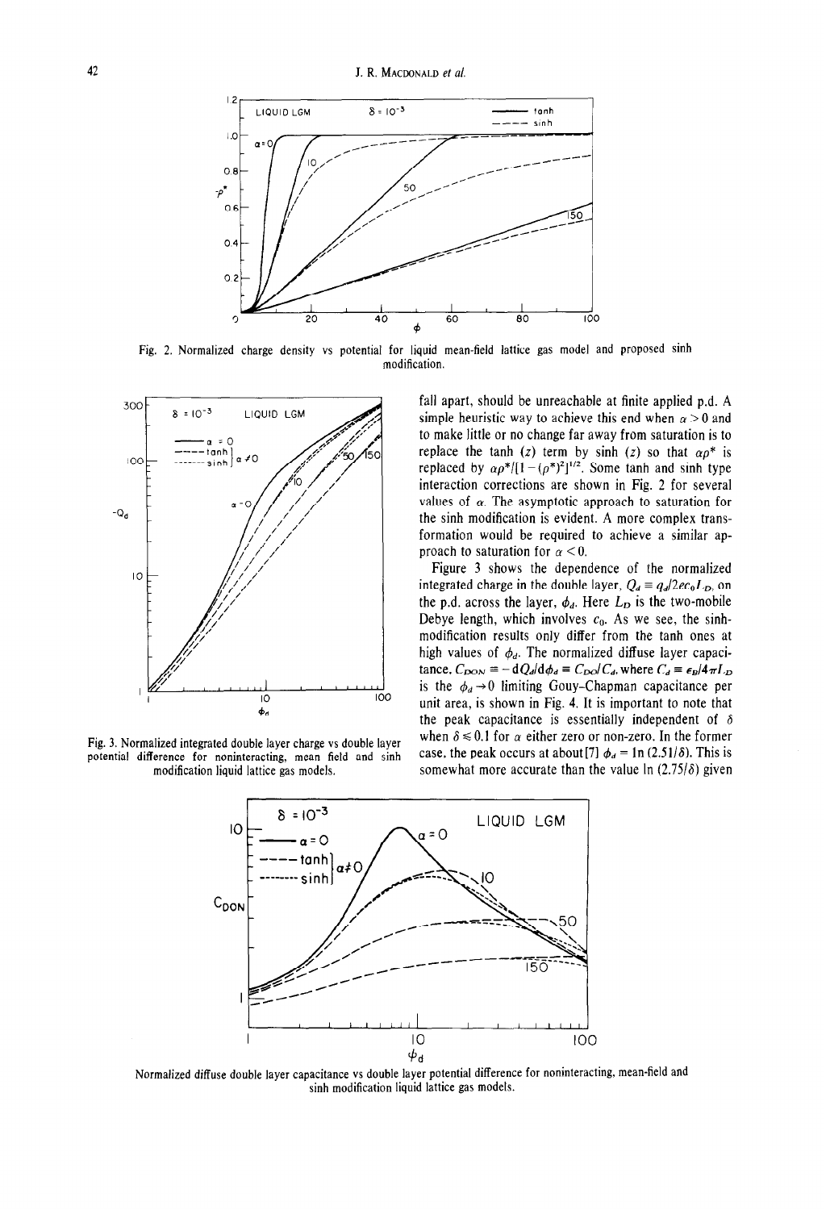Fig. 2. Normalized charge density vs potential for liquid mean-field lattice gas model and proposed sinh modification.

Fig. 3. Normalized integrated double layer charge vs double layer potential difference for noninteracting, mean field and sinh modification liquid lattice gas models.

fall apart, should be unreachable at finite applied p.d. A simple heuristic way to achieve this end when $\alpha > 0$ and to make little or no change far away from saturation is to replace the tanh $(z)$ term by sinh $(z)$ so that $\alpha\rho^*$ is replaced by $\alpha\rho^*/[1-(\rho^*)^2]^{1/2}$. Some tanh and sinh type interaction corrections are shown in Fig. 2 for several values of $\alpha$. The asymptotic approach to saturation for the sinh modification is evident. A more complex transformation would be required to achieve a similar approach to saturation for $\alpha < 0$.

Figure 3 shows the dependence of the normalized integrated charge in the double layer, $Q_d \equiv q_d/2ec_0L_D$, on the p.d. across the layer, $\phi_d$. Here $L_D$ is the two-mobile Debye length, which involves $c_0$. As we see, the sinh-modification results only differ from the tanh ones at high values of $\phi_d$. The normalized diffuse layer capacitance, $C_{DON} \equiv -dQ_d/d\phi_d \equiv C_{DO}/C_d$, where $C_d \equiv \epsilon_B/4\pi L_D$ is the $\phi_d \to 0$ limiting Gouy-Chapman capacitance per unit area, is shown in Fig. 4. It is important to note that the peak capacitance is essentially independent of $\delta$ when $\delta \leq 0.1$ for $\alpha$ either zero or non-zero. In the former case, the peak occurs at about[7] $\phi_d = \ln(2.51/\delta)$. This is somewhat more accurate than the value $\ln(2.75/\delta)$ given

Normalized diffuse double layer capacitance vs double layer potential difference for noninteracting, mean-field and sinh modification liquid lattice gas models.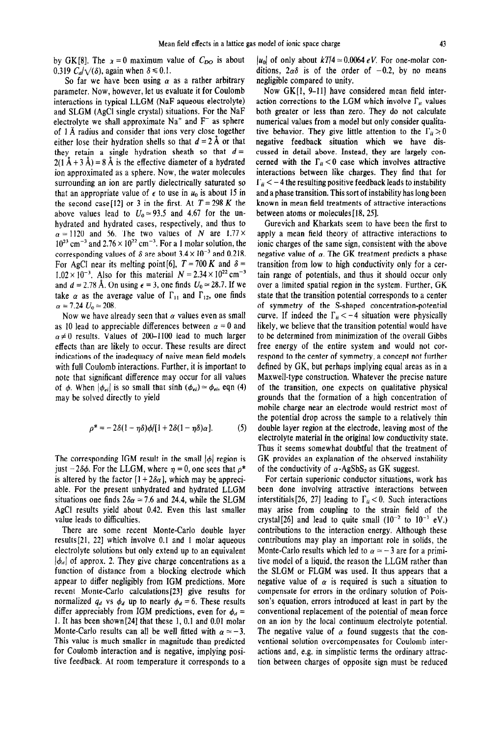by GK[8]. The $x = 0$ maximum value of $C_{DO}$ is about $0.319\ C_d/\sqrt{(\delta)}$, again when $\delta \leq 0.1$.

So far we have been using $\alpha$ as a rather arbitrary parameter. Now, however, let us evaluate it for Coulomb interactions in typical LLGM (NaF aqueous electrolyte) and SLGM (AgCl single crystal) situations. For the NaF electrolyte we shall approximate $Na^+$ and $F^-$ as sphere of 1 Å radius and consider that ions very close together either lose their hydration shells so that $d = 2$ Å or that they retain a single hydration sheath so that $d = 2(1\ \text{Å} + 3\ \text{Å}) = 8$ Å is the effective diameter of a hydrated ion approximated as a sphere. Now, the water molecules surrounding an ion are partly dielectrically saturated so that an appropriate value of $\epsilon$ to use in $u_0$ is about 15 in the second case[12] or 3 in the first. At $T = 298\ K$ the above values lead to $U_0 \simeq 93.5$ and 4.67 for the unhydrated and hydrated cases, respectively, and thus to $\alpha = 1120$ and 56. The two values of $N$ are $1.77 \times 10^{23}\ \text{cm}^{-3}$ and $2.76 \times 10^{22}\ \text{cm}^{-3}$. For a 1 molar solution, the corresponding values of $\delta$ are about $3.4 \times 10^{-3}$ and 0.218. For AgCl near its melting point[6], $T = 700\ K$ and $\delta = 1.02 \times 10^{-3}$. Also for this material $N = 2.34 \times 10^{22}\ \text{cm}^{-3}$ and $d = 2.78$ Å. On using $\epsilon = 3$, one finds $U_0 \simeq 28.7$. If we take $\alpha$ as the average value of $\Gamma_{11}$ and $\Gamma_{12}$, one finds $\alpha = 7.24\ U_0 \simeq 208$.

Now we have already seen that $\alpha$ values even as small as 10 lead to appreciable differences between $\alpha = 0$ and $\alpha \neq 0$ results. Values of 200–1100 lead to much larger effects than are likely to occur. These results are direct indications of the inadequacy of naive mean field models with full Coulomb interactions. Further, it is important to note that significant difference may occur for all values of $\phi$. When $|\phi_{ei}|$ is so small that $\sinh(\phi_{ei}) \simeq \phi_{ei}$, eqn (4) may be solved directly to yield

$$\rho^* = -2\delta(1 - \eta\delta)\phi/[1 + 2\delta(1 - \eta\delta)\alpha]. \tag{5}$$

The corresponding IGM result in the small $|\phi|$ region is just $-2\delta\phi$. For the LLGM, where $\eta = 0$, one sees that $\rho^*$ is altered by the factor $[1 + 2\delta\alpha]$, which may be appreciable. For the present unhydrated and hydrated LLGM situations one finds $2\delta\alpha \simeq 7.6$ and 24.4, while the SLGM AgCl results yield about 0.42. Even this last smaller value leads to difficulties.

There are some recent Monte-Carlo double layer results[21, 22] which involve 0.1 and 1 molar aqueous electrolyte solutions but only extend up to an equivalent $|\phi_d|$ of approx. 2. They give charge concentrations as a function of distance from a blocking electrode which appear to differ negligibly from IGM predictions. More recent Monte-Carlo calculations[23] give results for normalized $q_d$ vs $\phi_d$ up to nearly $\phi_d = 6$. These results differ appreciably from IGM predictions, even for $\phi_d = 1$. It has been shown[24] that these 1, 0.1 and 0.01 molar Monte-Carlo results can all be well fitted with $\alpha \simeq -3$. This value is much smaller in magnitude than predicted for Coulomb interaction and is negative, implying positive feedback. At room temperature it corresponds to a $|u_0|$ of only about $kT/4 \simeq 0.0064\ eV$. For one-molar conditions, $2\alpha\delta$ is of the order of $-0.2$, by no means negligible compared to unity.

Now GK[1, 9–11] have considered mean field interaction corrections to the LGM which involve $\Gamma_{ii}$ values both greater or less than zero. They do not calculate numerical values from a model but only consider qualitative behavior. They give little attention to the $\Gamma_{ii} > 0$ negative feedback situation which we have discussed in detail above. Instead, they are largely concerned with the $\Gamma_{ii} < 0$ case which involves attractive interactions between like charges. They find that for $\Gamma_{ii} < -4$ the resulting positive feedback leads to instability and a phase transition. This sort of instability has long been known in mean field treatments of attractive interactions between atoms or molecules[18, 25].

Gurevich and Kharkats seem to have been the first to apply a mean field theory of attractive interactions to ionic charges of the same sign, consistent with the above negative value of $\alpha$. The GK treatment predicts a phase transition from low to high conductivity only for a certain range of potentials, and thus it should occur only over a limited spatial region in the system. Further, GK state that the transition potential corresponds to a center of symmetry of the S-shaped concentration-potential curve. If indeed the $\Gamma_{ii} < -4$ situation were physically likely, we believe that the transition potential would have to be determined from minimization of the overall Gibbs free energy of the entire system and would not correspond to the center of symmetry, a concept not further defined by GK, but perhaps implying equal areas as in a Maxwell-type construction. Whatever the precise nature of the transition, one expects on qualitative physical grounds that the formation of a high concentration of mobile charge near an electrode would restrict most of the potential drop across the sample to a relatively thin double layer region at the electrode, leaving most of the electrolyte material in the original low conductivity state. Thus it seems somewhat doubtful that the treatment of GK provides an explanation of the observed instability of the conductivity of $\alpha$-$AgSbS_2$ as GK suggest.

For certain superionic conductor situations, work has been done involving attractive interactions between interstitials[26, 27] leading to $\Gamma_{ii} < 0$. Such interactions may arise from coupling to the strain field of the crystal[26] and lead to quite small ($10^{-2}$ to $10^{-1}$ eV.) contributions to the interaction energy. Although these contributions may play an important role in solids, the Monte-Carlo results which led to $\alpha \simeq -3$ are for a primitive model of a liquid, the reason the LLGM rather than the SLGM or FLGM was used. It thus appears that a negative value of $\alpha$ is required is such a situation to compensate for errors in the ordinary solution of Poisson's equation, errors introduced at least in part by the conventional replacement of the potential of mean force on an ion by the local continuum electrolyte potential. The negative value of $\alpha$ found suggests that the conventional solution overcompensates for Coulomb interactions and, e.g. in simplistic terms the ordinary attraction between charges of opposite sign must be reduced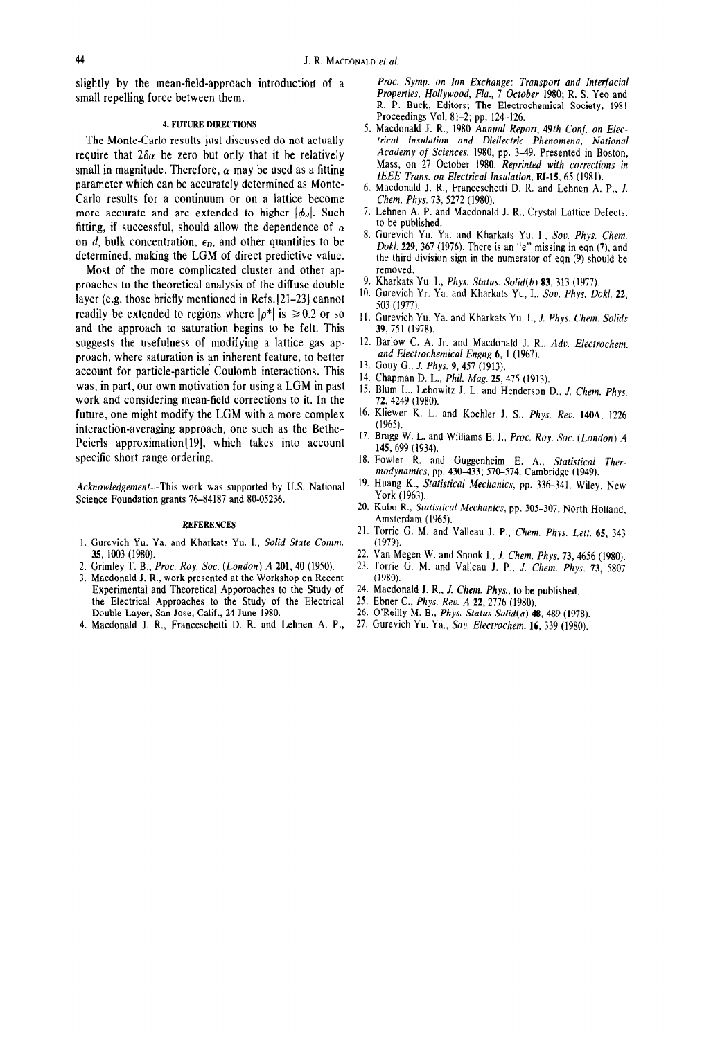slightly by the mean-field-approach introduction of a small repelling force between them.

## 4. FUTURE DIRECTIONS

The Monte-Carlo results just discussed do not actually require that $2\delta\alpha$ be zero but only that it be relatively small in magnitude. Therefore, $\alpha$ may be used as a fitting parameter which can be accurately determined as Monte-Carlo results for a continuum or on a lattice become more accurate and are extended to higher $|\phi_d|$. Such fitting, if successful, should allow the dependence of $\alpha$ on $d$, bulk concentration, $\epsilon_B$, and other quantities to be determined, making the LGM of direct predictive value.

Most of the more complicated cluster and other approaches to the theoretical analysis of the diffuse double layer (e.g. those briefly mentioned in Refs.[21–23] cannot readily be extended to regions where $|\rho^*|$ is $\geq 0.2$ or so and the approach to saturation begins to be felt. This suggests the usefulness of modifying a lattice gas approach, where saturation is an inherent feature, to better account for particle-particle Coulomb interactions. This was, in part, our own motivation for using a LGM in past work and considering mean-field corrections to it. In the future, one might modify the LGM with a more complex interaction-averaging approach, one such as the Bethe–Peierls approximation[19], which takes into account specific short range ordering.

*Acknowledgement*—This work was supported by U.S. National Science Foundation grants 76-84187 and 80-05236.

## REFERENCES

1. Gurevich Yu. Ya. and Kharkats Yu. I., *Solid State Comm.* **35**, 1003 (1980).
2. Grimley T. B., *Proc. Roy. Soc. (London) A* **201**, 40 (1950).
3. Macdonald J. R., work presented at the Workshop on Recent Experimental and Theoretical Apporoaches to the Study of the Electrical Approaches to the Study of the Electrical Double Layer, San Jose, Calif., 24 June 1980.
4. Macdonald J. R., Franceschetti D. R. and Lehnen A. P., *Proc. Symp. on Ion Exchange: Transport and Interfacial Properties, Hollywood, Fla., 7 October* 1980; R. S. Yeo and R. P. Buck, Editors; The Electrochemical Society, 1981 Proceedings Vol. 81-2; pp. 124–126.
5. Macdonald J. R., 1980 *Annual Report, 49th Conf. on Electrical Insulation and Diellectric Phenomena, National Academy of Sciences*, 1980, pp. 3–49. Presented in Boston, Mass, on 27 October 1980. *Reprinted with corrections in IEEE Trans. on Electrical Insulation*, **EI-15**, 65 (1981).
6. Macdonald J. R., Franceschetti D. R. and Lehnen A. P., *J. Chem. Phys.* **73**, 5272 (1980).
7. Lehnen A. P. and Macdonald J. R., Crystal Lattice Defects, to be published.
8. Gurevich Yu. Ya. and Kharkats Yu. I., *Sov. Phys. Chem. Dokl.* **229**, 367 (1976). There is an "e" missing in eqn (7), and the third division sign in the numerator of eqn (9) should be removed.
9. Kharkats Yu. I., *Phys. Status. Solid(b)* **83**, 313 (1977).
10. Gurevich Yr. Ya. and Kharkats Yu, I., *Sov. Phys. Dokl.* **22**, 503 (1977).
11. Gurevich Yu. Ya. and Kharkats Yu. I., *J. Phys. Chem. Solids* **39**, 751 (1978).
12. Barlow C. A. Jr. and Macdonald J. R., *Adv. Electrochem. and Electrochemical Engng* **6**, 1 (1967).
13. Gouy G., *J. Phys.* **9**, 457 (1913).
14. Chapman D. L., *Phil. Mag.* **25**, 475 (1913).
15. Blum L., Lebowitz J. L. and Henderson D., *J. Chem. Phys.* **72**, 4249 (1980).
16. Kliewer K. L. and Koehler J. S., *Phys. Rev.* **140A**, 1226 (1965).
17. Bragg W. L. and Williams E. J., *Proc. Roy. Soc. (London) A* **145**, 699 (1934).
18. Fowler R. and Guggenheim E. A., *Statistical Thermodynamics*, pp. 430–433; 570–574. Cambridge (1949).
19. Huang K., *Statistical Mechanics*, pp. 336–341. Wiley, New York (1963).
20. Kubo R., *Statistical Mechanics*, pp. 305–307. North Holland, Amsterdam (1965).
21. Torrie G. M. and Valleau J. P., *Chem. Phys. Lett.* **65**, 343 (1979).
22. Van Megen W. and Snook I., *J. Chem. Phys.* **73**, 4656 (1980).
23. Torrie G. M. and Valleau J. P., *J. Chem. Phys.* **73**, 5807 (1980).
24. Macdonald J. R., *J. Chem. Phys.*, to be published.
25. Ebner C., *Phys. Rev. A* **22**, 2776 (1980).
26. O'Reilly M. B., *Phys. Status Solid(a)* **48**, 489 (1978).
27. Gurevich Yu. Ya., *Sov. Electrochem.* **16**, 339 (1980).